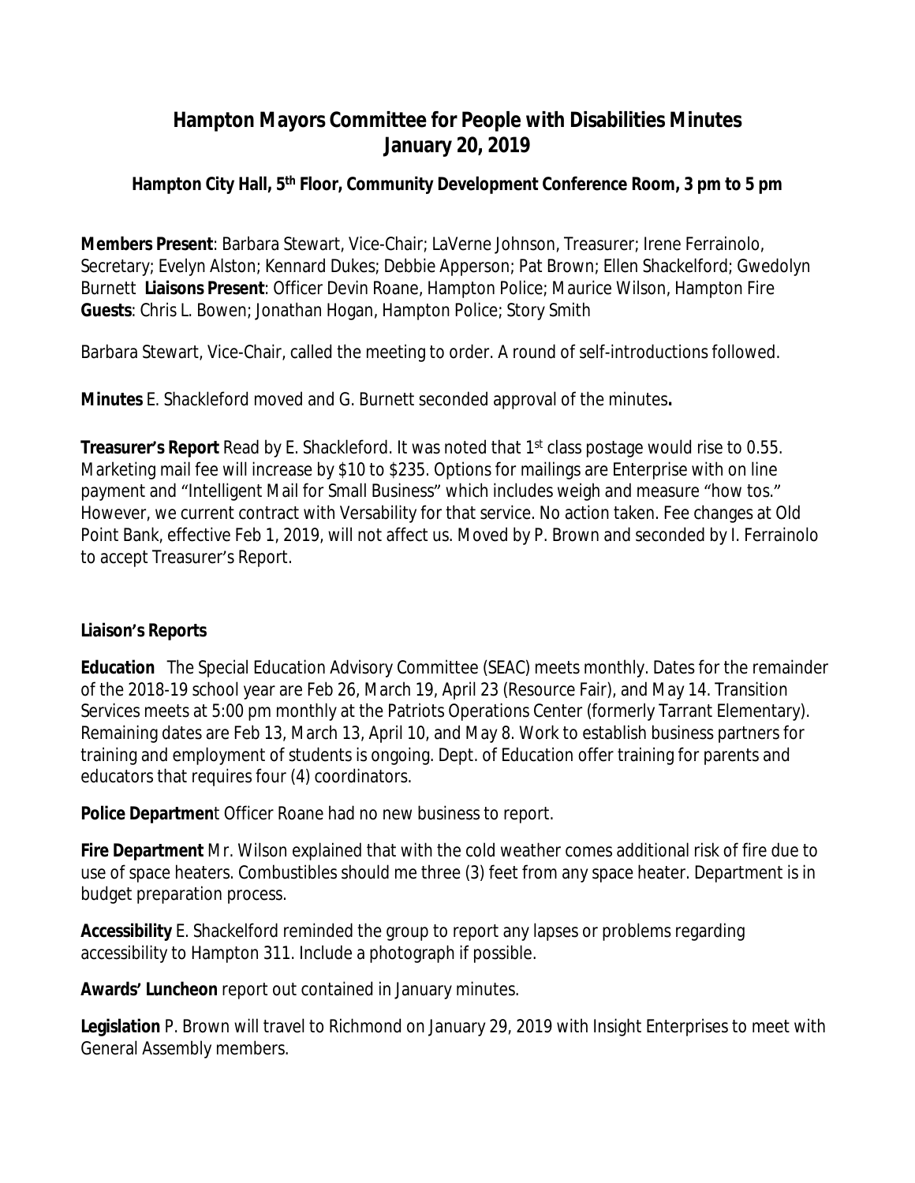# Hampton Mayors Committee for People with Disabilities Minutes
# January 20, 2019

### Hampton City Hall, 5th Floor, Community Development Conference Room, 3 pm to 5 pm

**Members Present**: Barbara Stewart, Vice-Chair; LaVerne Johnson, Treasurer; Irene Ferrainolo, Secretary; Evelyn Alston; Kennard Dukes; Debbie Apperson; Pat Brown; Ellen Shackelford; Gwedolyn Burnett **Liaisons Present**: Officer Devin Roane, Hampton Police; Maurice Wilson, Hampton Fire **Guests**: Chris L. Bowen; Jonathan Hogan, Hampton Police; Story Smith

Barbara Stewart, Vice-Chair, called the meeting to order. A round of self-introductions followed.

**Minutes** E. Shackleford moved and G. Burnett seconded approval of the minutes**.**

**Treasurer's Report** Read by E. Shackleford. It was noted that 1st class postage would rise to 0.55. Marketing mail fee will increase by $10 to $235. Options for mailings are Enterprise with on line payment and "Intelligent Mail for Small Business" which includes weigh and measure "how tos." However, we current contract with Versability for that service. No action taken. Fee changes at Old Point Bank, effective Feb 1, 2019, will not affect us. Moved by P. Brown and seconded by I. Ferrainolo to accept Treasurer's Report.

**Liaison's Reports**

**Education** The Special Education Advisory Committee (SEAC) meets monthly. Dates for the remainder of the 2018-19 school year are Feb 26, March 19, April 23 (Resource Fair), and May 14. Transition Services meets at 5:00 pm monthly at the Patriots Operations Center (formerly Tarrant Elementary). Remaining dates are Feb 13, March 13, April 10, and May 8. Work to establish business partners for training and employment of students is ongoing. Dept. of Education offer training for parents and educators that requires four (4) coordinators.

**Police Departmen**t Officer Roane had no new business to report.

**Fire Department** Mr. Wilson explained that with the cold weather comes additional risk of fire due to use of space heaters. Combustibles should me three (3) feet from any space heater. Department is in budget preparation process.

**Accessibility** E. Shackelford reminded the group to report any lapses or problems regarding accessibility to Hampton 311. Include a photograph if possible.

**Awards' Luncheon** report out contained in January minutes.

**Legislation** P. Brown will travel to Richmond on January 29, 2019 with Insight Enterprises to meet with General Assembly members.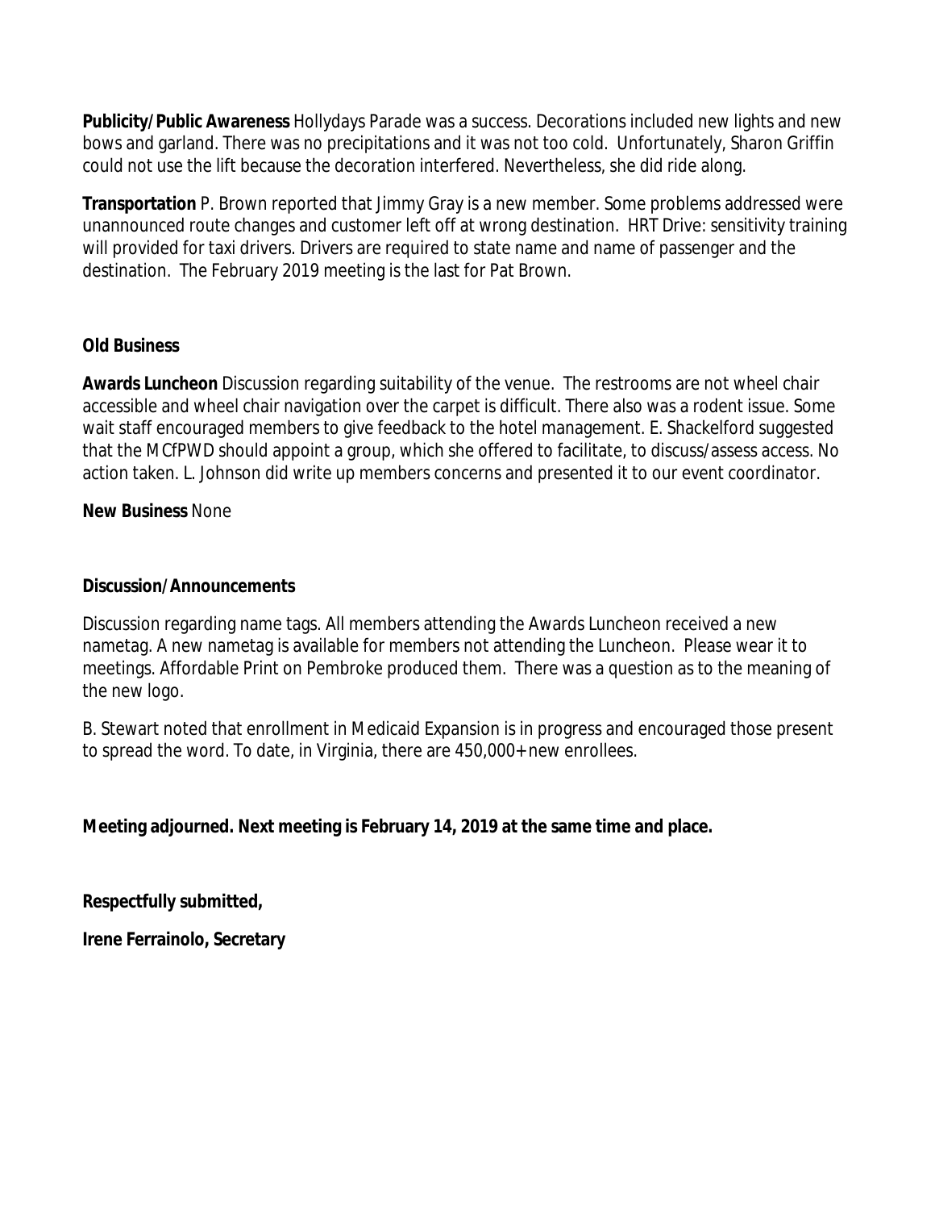**Publicity/Public Awareness** Hollydays Parade was a success. Decorations included new lights and new bows and garland. There was no precipitations and it was not too cold. Unfortunately, Sharon Griffin could not use the lift because the decoration interfered. Nevertheless, she did ride along.

**Transportation** P. Brown reported that Jimmy Gray is a new member. Some problems addressed were unannounced route changes and customer left off at wrong destination. HRT Drive: sensitivity training will provided for taxi drivers. Drivers are required to state name and name of passenger and the destination. The February 2019 meeting is the last for Pat Brown.

**Old Business**

**Awards Luncheon** Discussion regarding suitability of the venue. The restrooms are not wheel chair accessible and wheel chair navigation over the carpet is difficult. There also was a rodent issue. Some wait staff encouraged members to give feedback to the hotel management. E. Shackelford suggested that the MCfPWD should appoint a group, which she offered to facilitate, to discuss/assess access. No action taken. L. Johnson did write up members concerns and presented it to our event coordinator.

**New Business** None

**Discussion/Announcements**

Discussion regarding name tags. All members attending the Awards Luncheon received a new nametag. A new nametag is available for members not attending the Luncheon. Please wear it to meetings. Affordable Print on Pembroke produced them. There was a question as to the meaning of the new logo.

B. Stewart noted that enrollment in Medicaid Expansion is in progress and encouraged those present to spread the word. To date, in Virginia, there are 450,000+ new enrollees.

**Meeting adjourned. Next meeting is February 14, 2019 at the same time and place.**

**Respectfully submitted,**

**Irene Ferrainolo, Secretary**